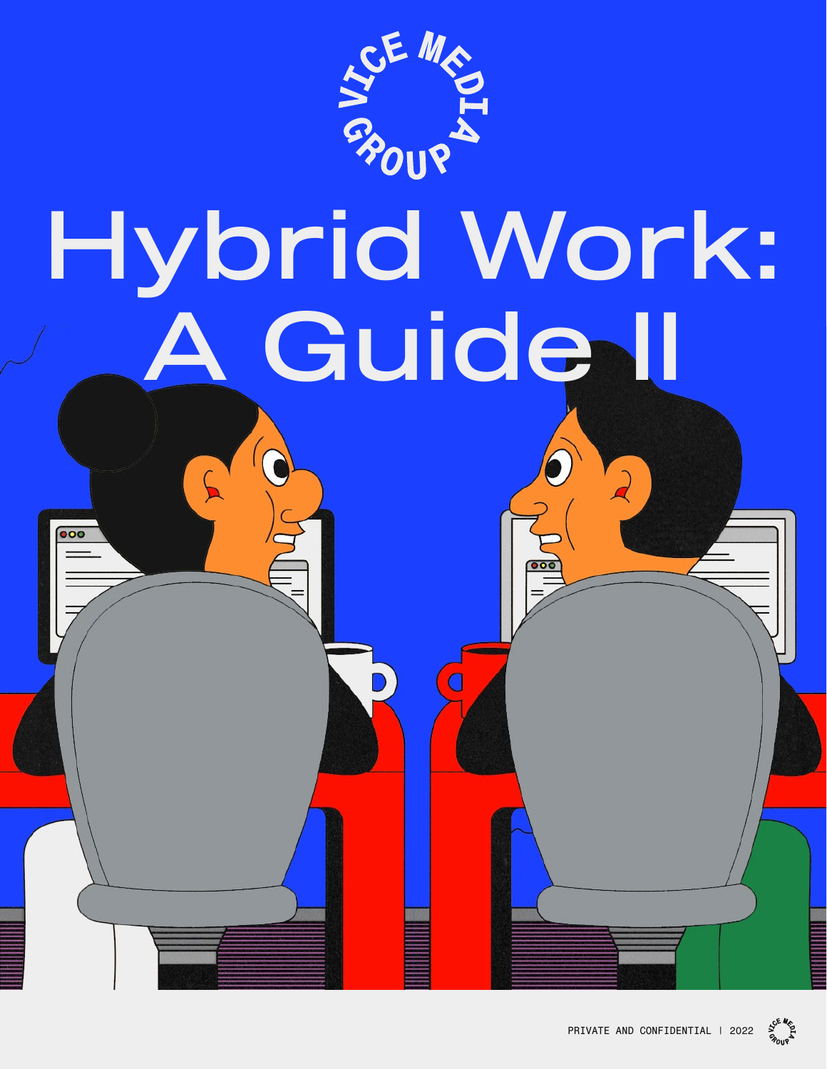VICE MEDIA GROUP

# Hybrid Work: A Guide II

PRIVATE AND CONFIDENTIAL | 2022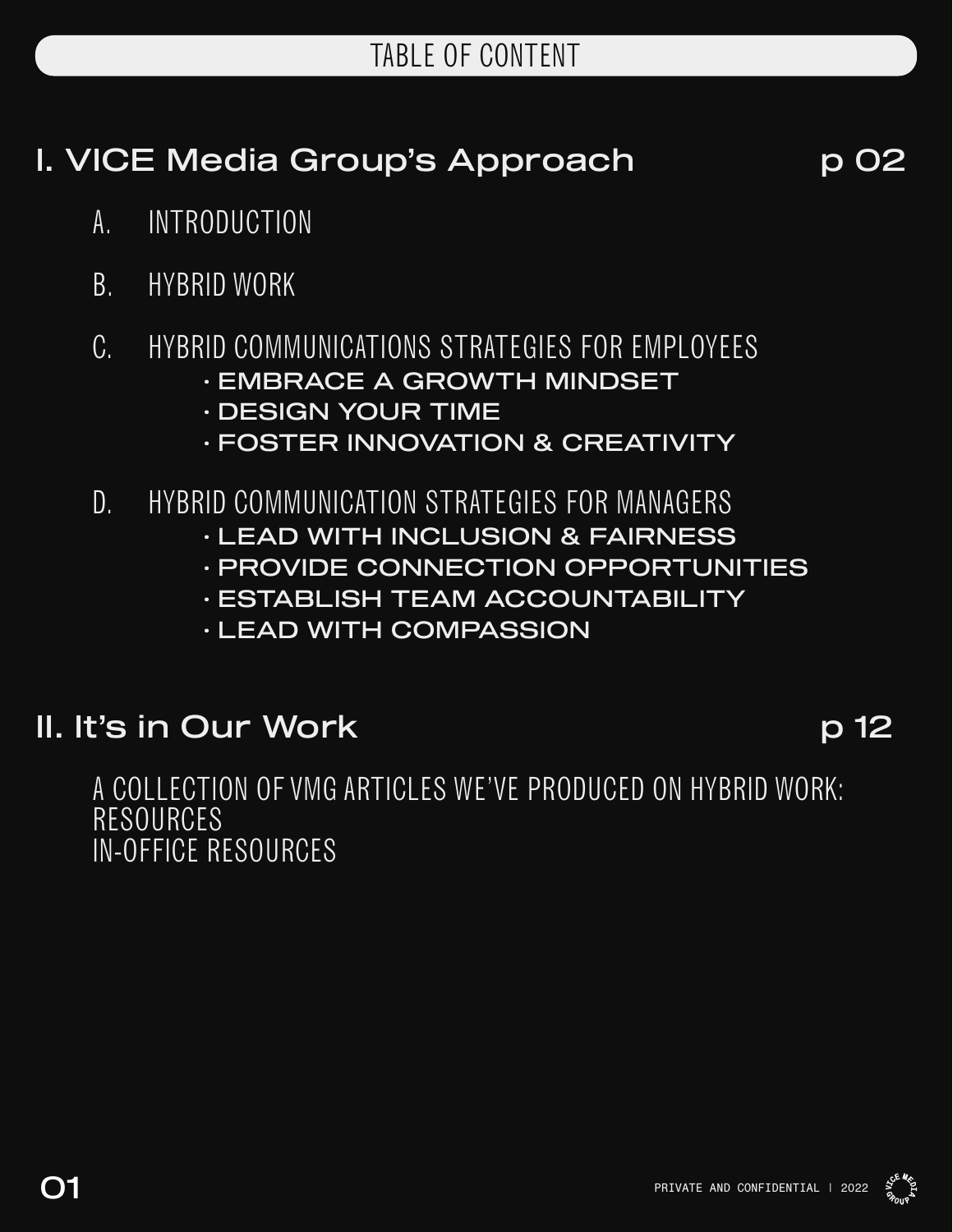# TABLE OF CONTENT

## I. VICE Media Group's Approach p 02

A. INTRODUCTION

B. HYBRID WORK

C. HYBRID COMMUNICATIONS STRATEGIES FOR EMPLOYEES
- EMBRACE A GROWTH MINDSET
- DESIGN YOUR TIME
- FOSTER INNOVATION & CREATIVITY

D. HYBRID COMMUNICATION STRATEGIES FOR MANAGERS
- LEAD WITH INCLUSION & FAIRNESS
- PROVIDE CONNECTION OPPORTUNITIES
- ESTABLISH TEAM ACCOUNTABILITY
- LEAD WITH COMPASSION

## II. It's in Our Work p 12

A COLLECTION OF VMG ARTICLES WE'VE PRODUCED ON HYBRID WORK:
RESOURCES
IN-OFFICE RESOURCES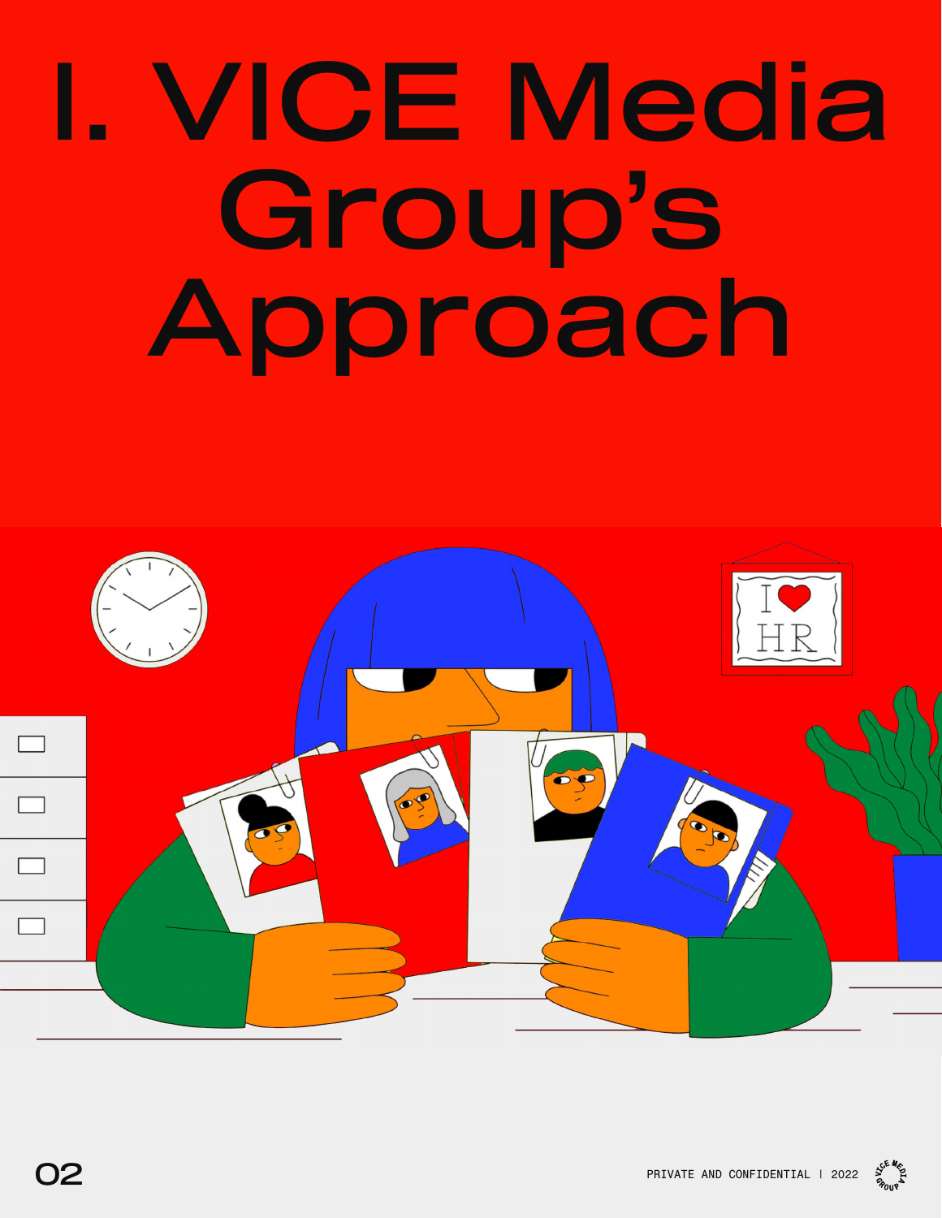# I. VICE Media Group's Approach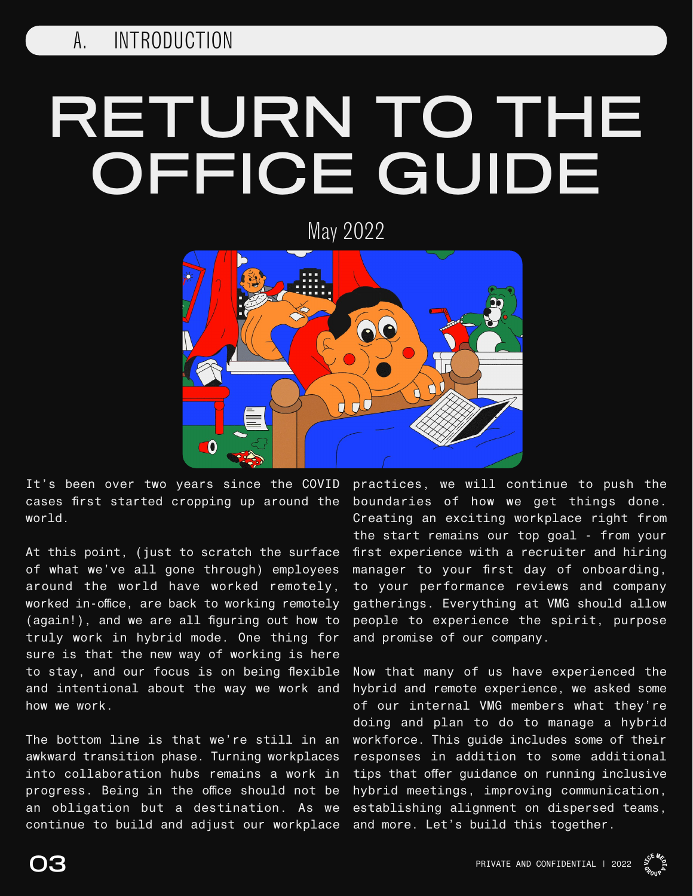## A. INTRODUCTION

# RETURN TO THE OFFICE GUIDE

May 2022

It's been over two years since the COVID cases first started cropping up around the world.

At this point, (just to scratch the surface of what we've all gone through) employees around the world have worked remotely, worked in-office, are back to working remotely (again!), and we are all figuring out how to truly work in hybrid mode. One thing for sure is that the new way of working is here to stay, and our focus is on being flexible and intentional about the way we work and how we work.

The bottom line is that we're still in an awkward transition phase. Turning workplaces into collaboration hubs remains a work in progress. Being in the office should not be an obligation but a destination. As we continue to build and adjust our workplace practices, we will continue to push the boundaries of how we get things done. Creating an exciting workplace right from the start remains our top goal - from your first experience with a recruiter and hiring manager to your first day of onboarding, to your performance reviews and company gatherings. Everything at VMG should allow people to experience the spirit, purpose and promise of our company.

Now that many of us have experienced the hybrid and remote experience, we asked some of our internal VMG members what they're doing and plan to do to manage a hybrid workforce. This guide includes some of their responses in addition to some additional tips that offer guidance on running inclusive hybrid meetings, improving communication, establishing alignment on dispersed teams, and more. Let's build this together.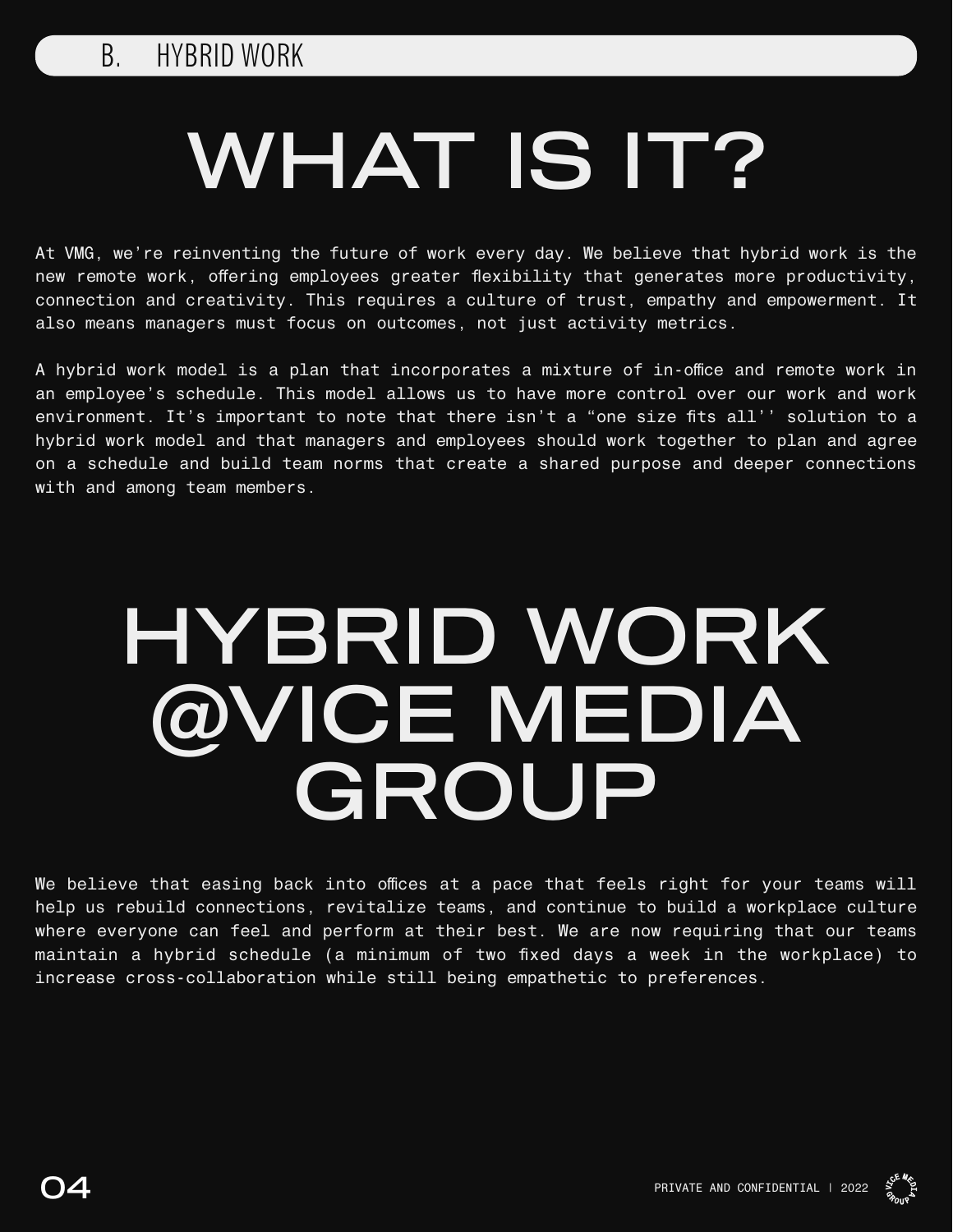## B. HYBRID WORK

# WHAT IS IT?

At VMG, we're reinventing the future of work every day. We believe that hybrid work is the new remote work, offering employees greater flexibility that generates more productivity, connection and creativity. This requires a culture of trust, empathy and empowerment. It also means managers must focus on outcomes, not just activity metrics.

A hybrid work model is a plan that incorporates a mixture of in-office and remote work in an employee's schedule. This model allows us to have more control over our work and work environment. It's important to note that there isn't a "one size fits all'' solution to a hybrid work model and that managers and employees should work together to plan and agree on a schedule and build team norms that create a shared purpose and deeper connections with and among team members.

# HYBRID WORK @VICE MEDIA GROUP

We believe that easing back into offices at a pace that feels right for your teams will help us rebuild connections, revitalize teams, and continue to build a workplace culture where everyone can feel and perform at their best. We are now requiring that our teams maintain a hybrid schedule (a minimum of two fixed days a week in the workplace) to increase cross-collaboration while still being empathetic to preferences.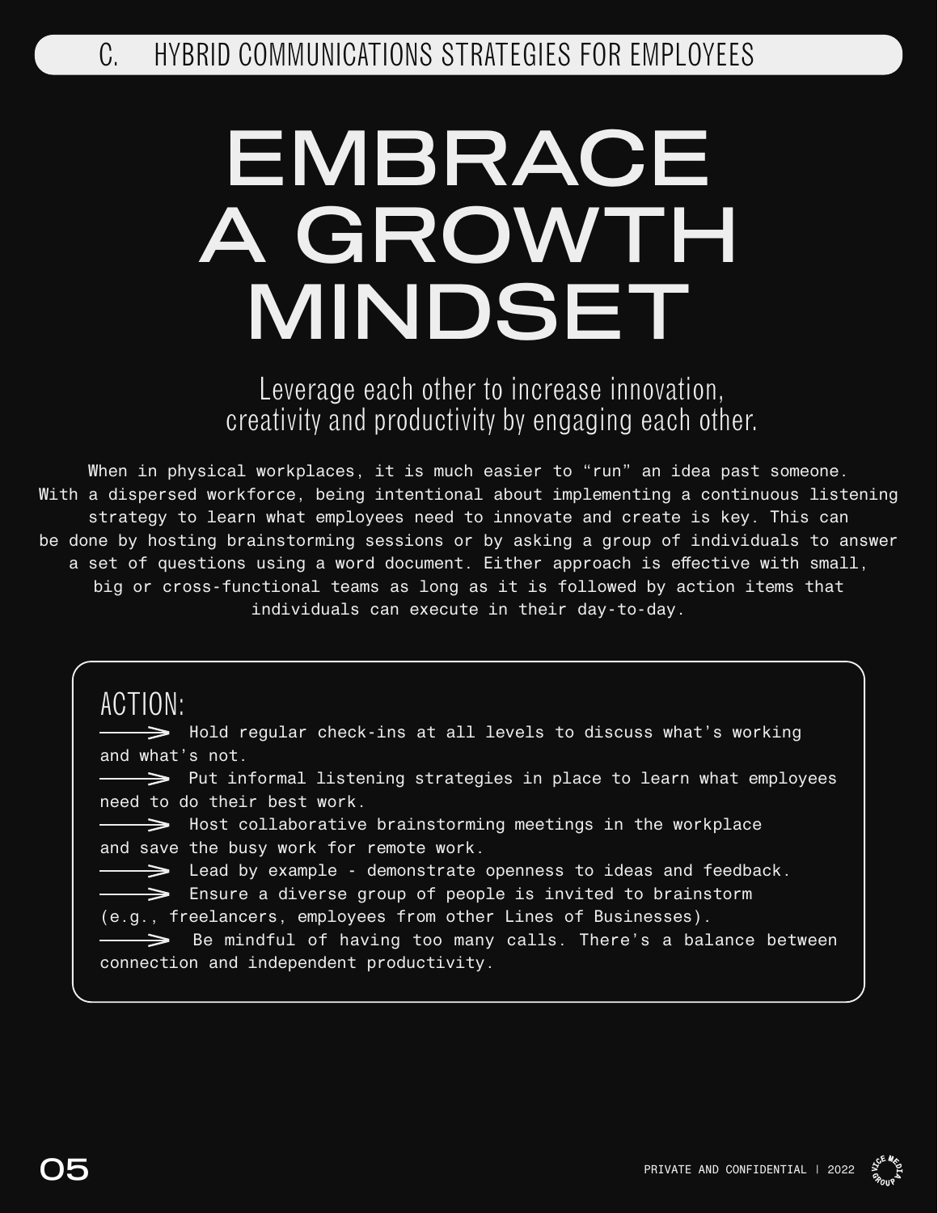## C. HYBRID COMMUNICATIONS STRATEGIES FOR EMPLOYEES

# EMBRACE A GROWTH MINDSET

Leverage each other to increase innovation, creativity and productivity by engaging each other.

When in physical workplaces, it is much easier to "run" an idea past someone. With a dispersed workforce, being intentional about implementing a continuous listening strategy to learn what employees need to innovate and create is key. This can be done by hosting brainstorming sessions or by asking a group of individuals to answer a set of questions using a word document. Either approach is effective with small, big or cross-functional teams as long as it is followed by action items that individuals can execute in their day-to-day.

### ACTION:

- Hold regular check-ins at all levels to discuss what's working and what's not.
- Put informal listening strategies in place to learn what employees need to do their best work.
- Host collaborative brainstorming meetings in the workplace and save the busy work for remote work.
- Lead by example - demonstrate openness to ideas and feedback.
- Ensure a diverse group of people is invited to brainstorm (e.g., freelancers, employees from other Lines of Businesses).
- Be mindful of having too many calls. There's a balance between connection and independent productivity.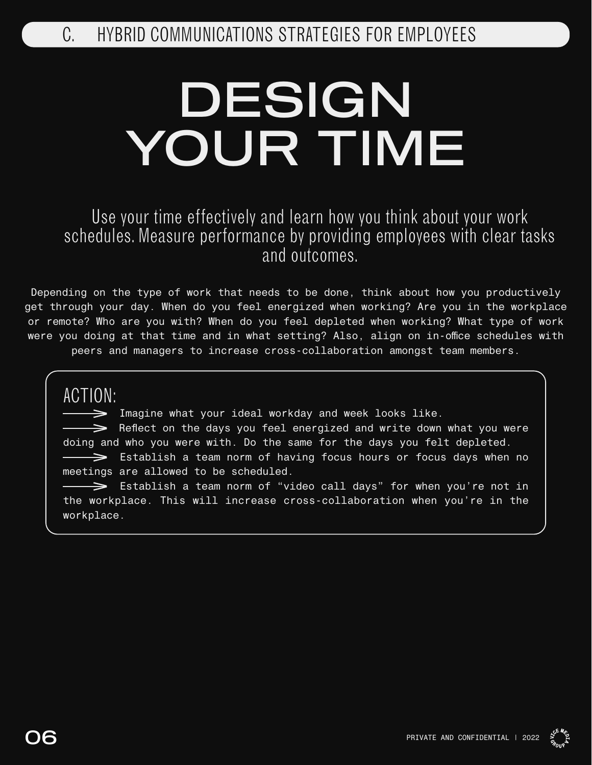## C. HYBRID COMMUNICATIONS STRATEGIES FOR EMPLOYEES

# DESIGN YOUR TIME

Use your time effectively and learn how you think about your work schedules. Measure performance by providing employees with clear tasks and outcomes.

Depending on the type of work that needs to be done, think about how you productively get through your day. When do you feel energized when working? Are you in the workplace or remote? Who are you with? When do you feel depleted when working? What type of work were you doing at that time and in what setting? Also, align on in-office schedules with peers and managers to increase cross-collaboration amongst team members.

### ACTION:

- Imagine what your ideal workday and week looks like.
- Reflect on the days you feel energized and write down what you were doing and who you were with. Do the same for the days you felt depleted.
- Establish a team norm of having focus hours or focus days when no meetings are allowed to be scheduled.
- Establish a team norm of "video call days" for when you're not in the workplace. This will increase cross-collaboration when you're in the workplace.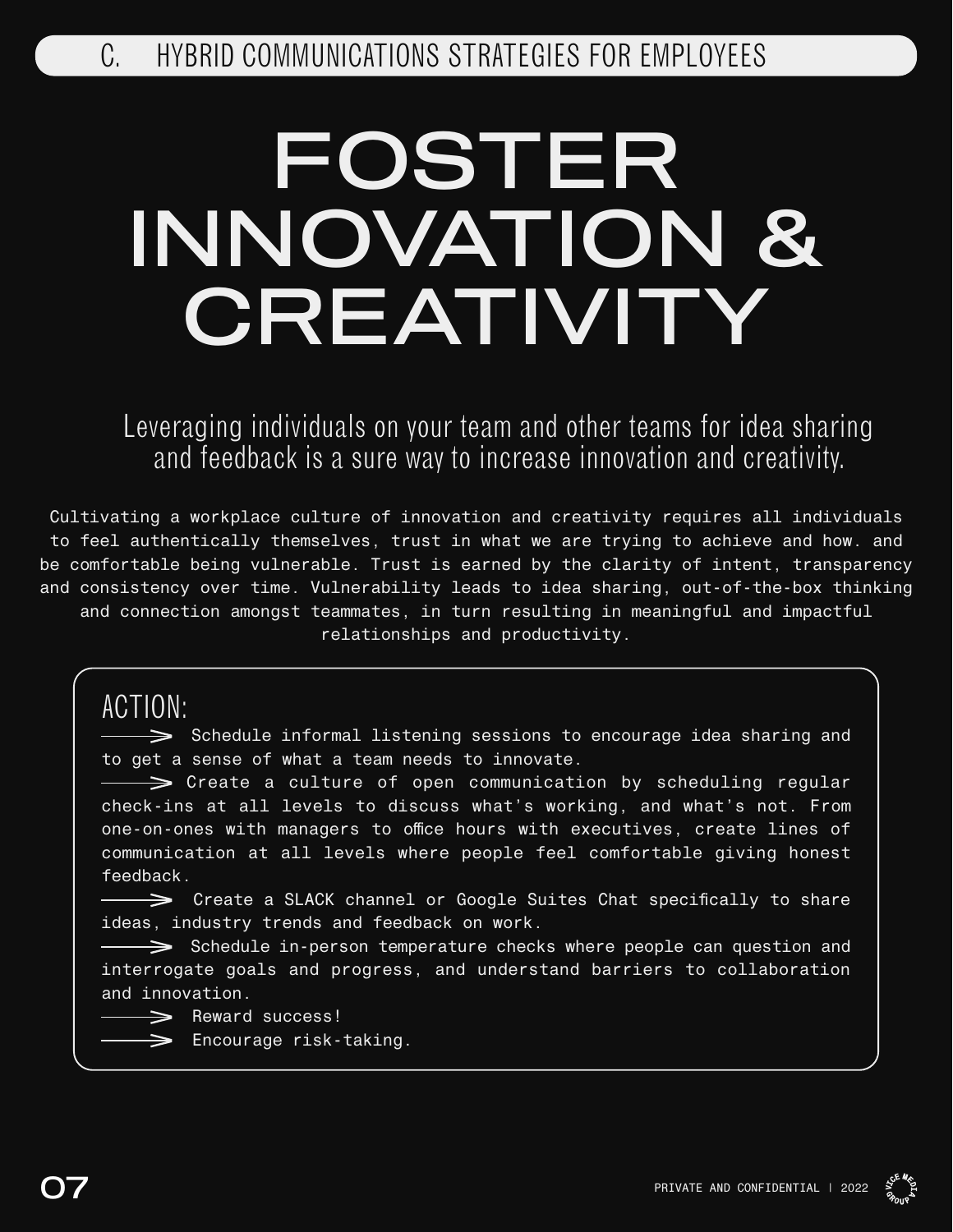## C. HYBRID COMMUNICATIONS STRATEGIES FOR EMPLOYEES

# FOSTER INNOVATION & CREATIVITY

Leveraging individuals on your team and other teams for idea sharing and feedback is a sure way to increase innovation and creativity.

Cultivating a workplace culture of innovation and creativity requires all individuals to feel authentically themselves, trust in what we are trying to achieve and how. and be comfortable being vulnerable. Trust is earned by the clarity of intent, transparency and consistency over time. Vulnerability leads to idea sharing, out-of-the-box thinking and connection amongst teammates, in turn resulting in meaningful and impactful relationships and productivity.

### ACTION:

- Schedule informal listening sessions to encourage idea sharing and to get a sense of what a team needs to innovate.
- Create a culture of open communication by scheduling regular check-ins at all levels to discuss what's working, and what's not. From one-on-ones with managers to office hours with executives, create lines of communication at all levels where people feel comfortable giving honest feedback.
- Create a SLACK channel or Google Suites Chat specifically to share ideas, industry trends and feedback on work.
- Schedule in-person temperature checks where people can question and interrogate goals and progress, and understand barriers to collaboration and innovation.
- Reward success!
- Encourage risk-taking.

PRIVATE AND CONFIDENTIAL | 2022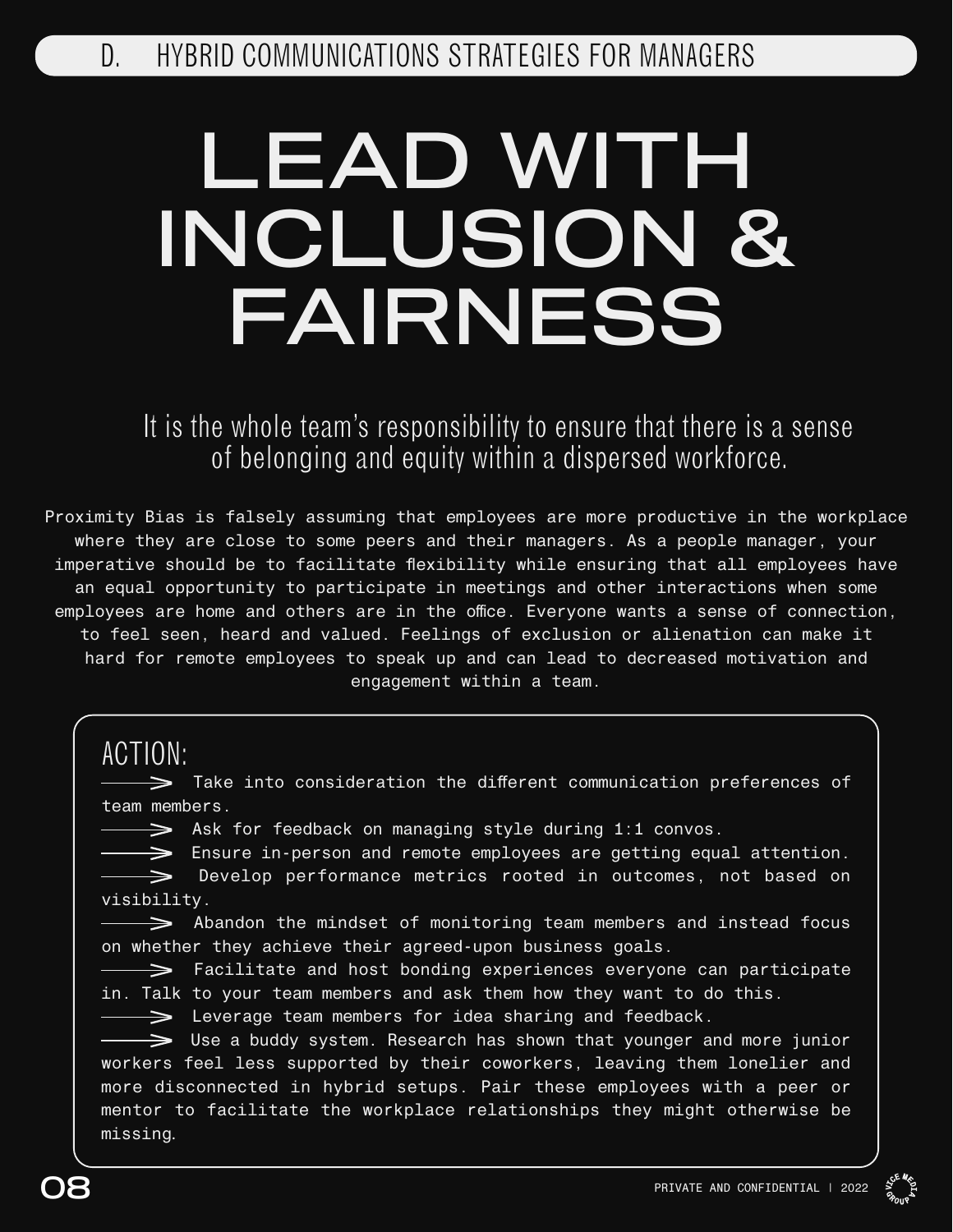## D. HYBRID COMMUNICATIONS STRATEGIES FOR MANAGERS

# LEAD WITH INCLUSION & FAIRNESS

It is the whole team's responsibility to ensure that there is a sense of belonging and equity within a dispersed workforce.

Proximity Bias is falsely assuming that employees are more productive in the workplace where they are close to some peers and their managers. As a people manager, your imperative should be to facilitate flexibility while ensuring that all employees have an equal opportunity to participate in meetings and other interactions when some employees are home and others are in the office. Everyone wants a sense of connection, to feel seen, heard and valued. Feelings of exclusion or alienation can make it hard for remote employees to speak up and can lead to decreased motivation and engagement within a team.

### ACTION:

- Take into consideration the different communication preferences of team members.
- Ask for feedback on managing style during 1:1 convos.
- Ensure in-person and remote employees are getting equal attention.
- Develop performance metrics rooted in outcomes, not based on visibility.
- Abandon the mindset of monitoring team members and instead focus on whether they achieve their agreed-upon business goals.
- Facilitate and host bonding experiences everyone can participate in. Talk to your team members and ask them how they want to do this.
- Leverage team members for idea sharing and feedback.
- Use a buddy system. Research has shown that younger and more junior workers feel less supported by their coworkers, leaving them lonelier and more disconnected in hybrid setups. Pair these employees with a peer or mentor to facilitate the workplace relationships they might otherwise be missing.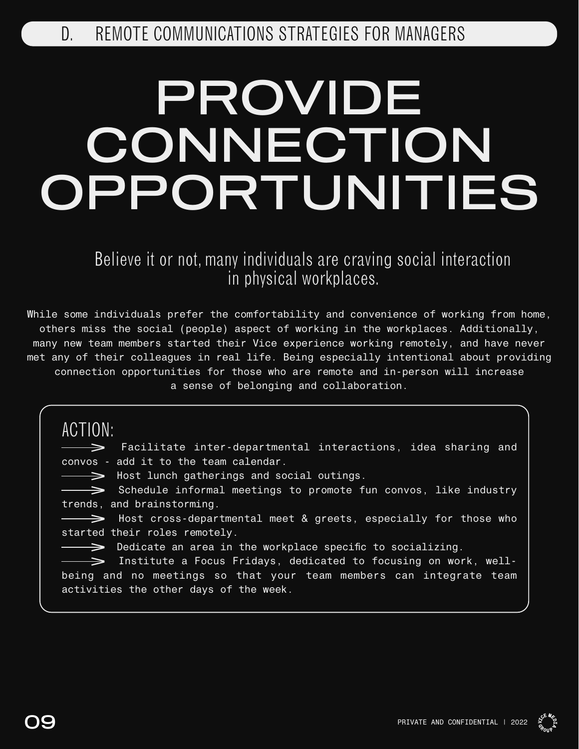## D. REMOTE COMMUNICATIONS STRATEGIES FOR MANAGERS

# PROVIDE CONNECTION OPPORTUNITIES

Believe it or not, many individuals are craving social interaction in physical workplaces.

While some individuals prefer the comfortability and convenience of working from home, others miss the social (people) aspect of working in the workplaces. Additionally, many new team members started their Vice experience working remotely, and have never met any of their colleagues in real life. Being especially intentional about providing connection opportunities for those who are remote and in-person will increase a sense of belonging and collaboration.

### ACTION:

- Facilitate inter-departmental interactions, idea sharing and convos - add it to the team calendar.
- Host lunch gatherings and social outings.
- Schedule informal meetings to promote fun convos, like industry trends, and brainstorming.
- Host cross-departmental meet & greets, especially for those who started their roles remotely.
- Dedicate an area in the workplace specific to socializing.
- Institute a Focus Fridays, dedicated to focusing on work, well-being and no meetings so that your team members can integrate team activities the other days of the week.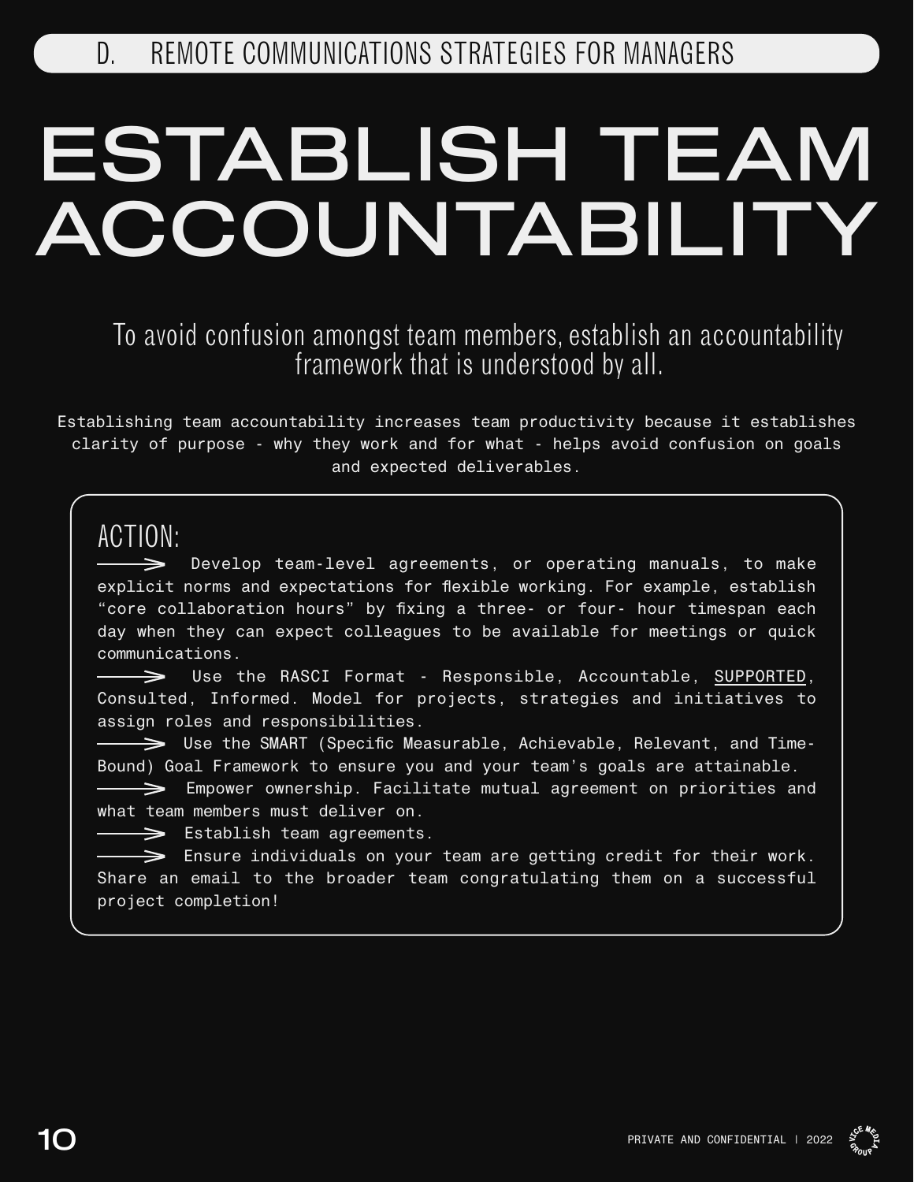D. REMOTE COMMUNICATIONS STRATEGIES FOR MANAGERS

# ESTABLISH TEAM ACCOUNTABILITY

To avoid confusion amongst team members, establish an accountability framework that is understood by all.

Establishing team accountability increases team productivity because it establishes clarity of purpose - why they work and for what - helps avoid confusion on goals and expected deliverables.

ACTION:

⟶ Develop team-level agreements, or operating manuals, to make explicit norms and expectations for flexible working. For example, establish "core collaboration hours" by fixing a three- or four- hour timespan each day when they can expect colleagues to be available for meetings or quick communications.

⟶ Use the RASCI Format - Responsible, Accountable, SUPPORTED, Consulted, Informed. Model for projects, strategies and initiatives to assign roles and responsibilities.

⟶ Use the SMART (Specific Measurable, Achievable, Relevant, and Time-Bound) Goal Framework to ensure you and your team's goals are attainable.

⟶ Empower ownership. Facilitate mutual agreement on priorities and what team members must deliver on.

⟶ Establish team agreements.

⟶ Ensure individuals on your team are getting credit for their work. Share an email to the broader team congratulating them on a successful project completion!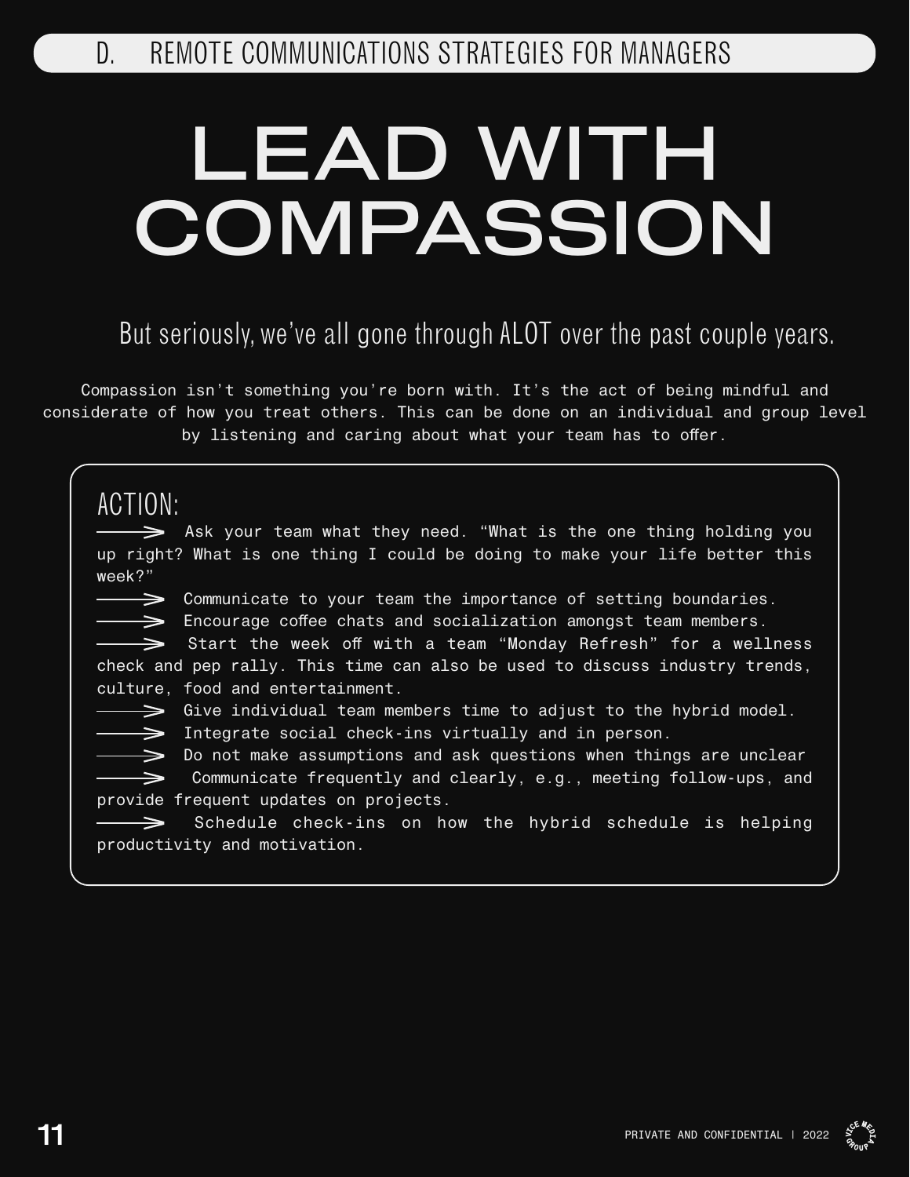D. REMOTE COMMUNICATIONS STRATEGIES FOR MANAGERS

# LEAD WITH COMPASSION

But seriously, we've all gone through ALOT over the past couple years.

Compassion isn't something you're born with. It's the act of being mindful and considerate of how you treat others. This can be done on an individual and group level by listening and caring about what your team has to offer.

ACTION:

- Ask your team what they need. "What is the one thing holding you up right? What is one thing I could be doing to make your life better this week?"
- Communicate to your team the importance of setting boundaries.
- Encourage coffee chats and socialization amongst team members.
- Start the week off with a team "Monday Refresh" for a wellness check and pep rally. This time can also be used to discuss industry trends, culture, food and entertainment.
- Give individual team members time to adjust to the hybrid model.
- Integrate social check-ins virtually and in person.
- Do not make assumptions and ask questions when things are unclear
- Communicate frequently and clearly, e.g., meeting follow-ups, and provide frequent updates on projects.
- Schedule check-ins on how the hybrid schedule is helping productivity and motivation.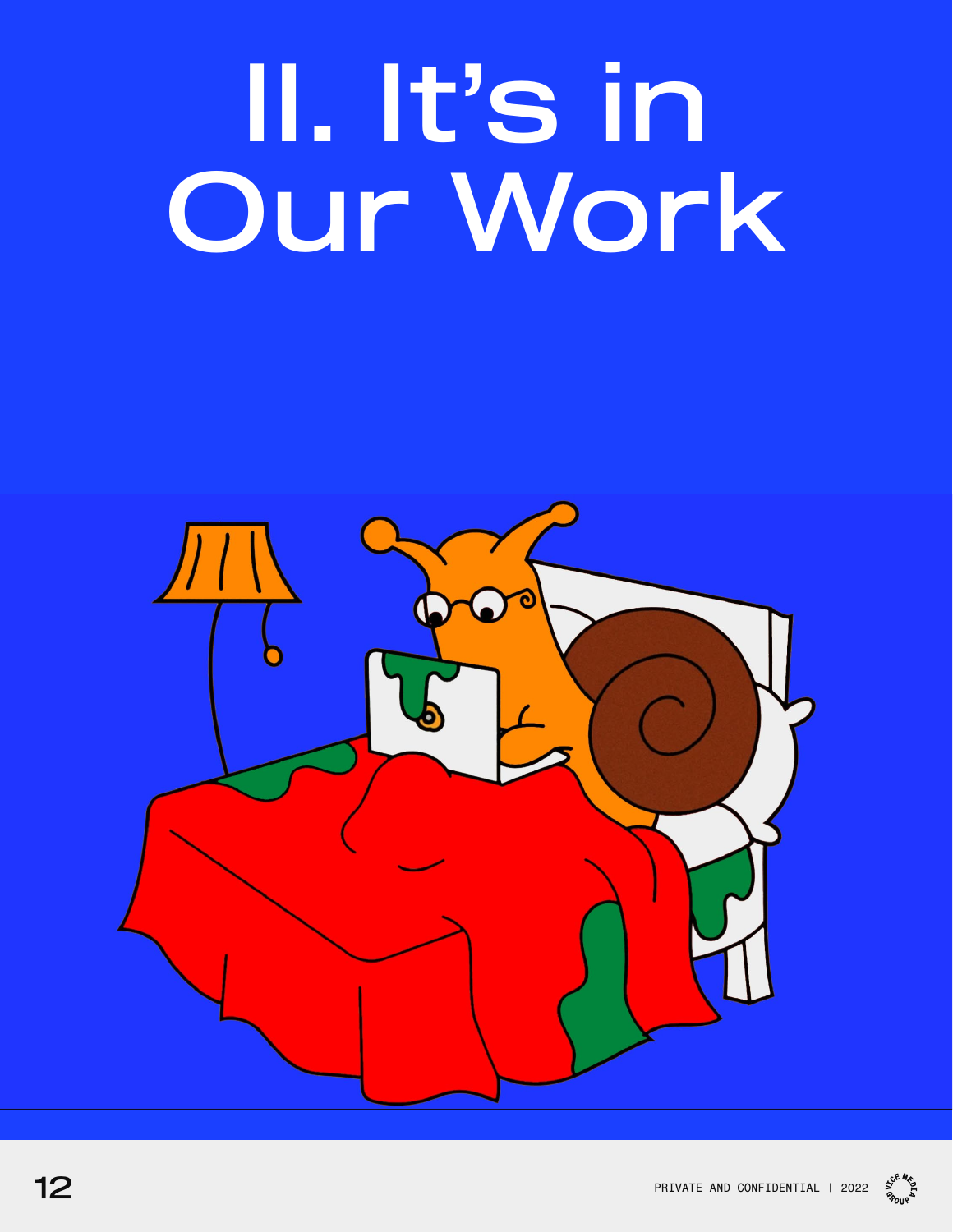# II. It's in Our Work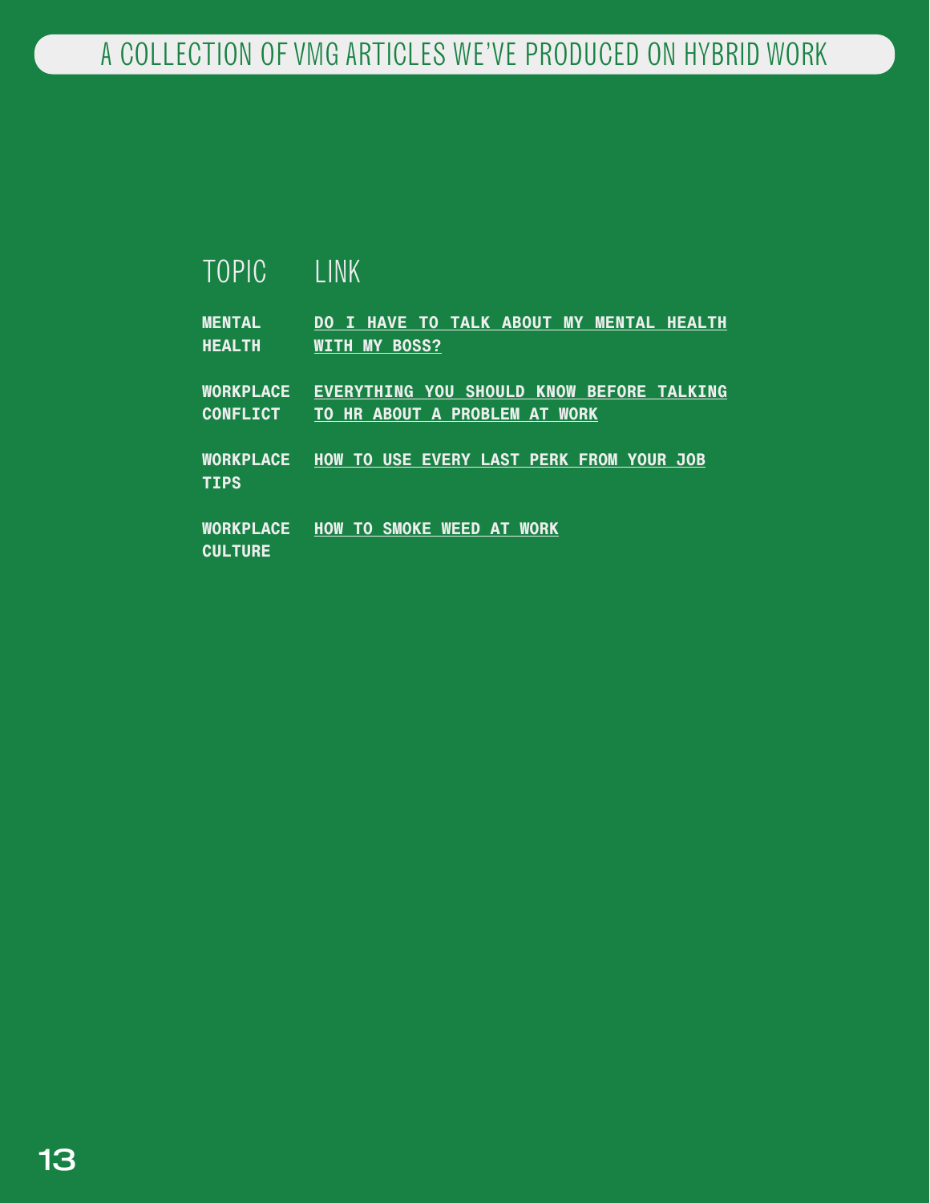# A COLLECTION OF VMG ARTICLES WE'VE PRODUCED ON HYBRID WORK

| TOPIC | LINK |
| --- | --- |
| **MENTAL HEALTH** | **DO I HAVE TO TALK ABOUT MY MENTAL HEALTH WITH MY BOSS?** |
| **WORKPLACE CONFLICT** | **EVERYTHING YOU SHOULD KNOW BEFORE TALKING TO HR ABOUT A PROBLEM AT WORK** |
| **WORKPLACE TIPS** | **HOW TO USE EVERY LAST PERK FROM YOUR JOB** |
| **WORKPLACE CULTURE** | **HOW TO SMOKE WEED AT WORK** |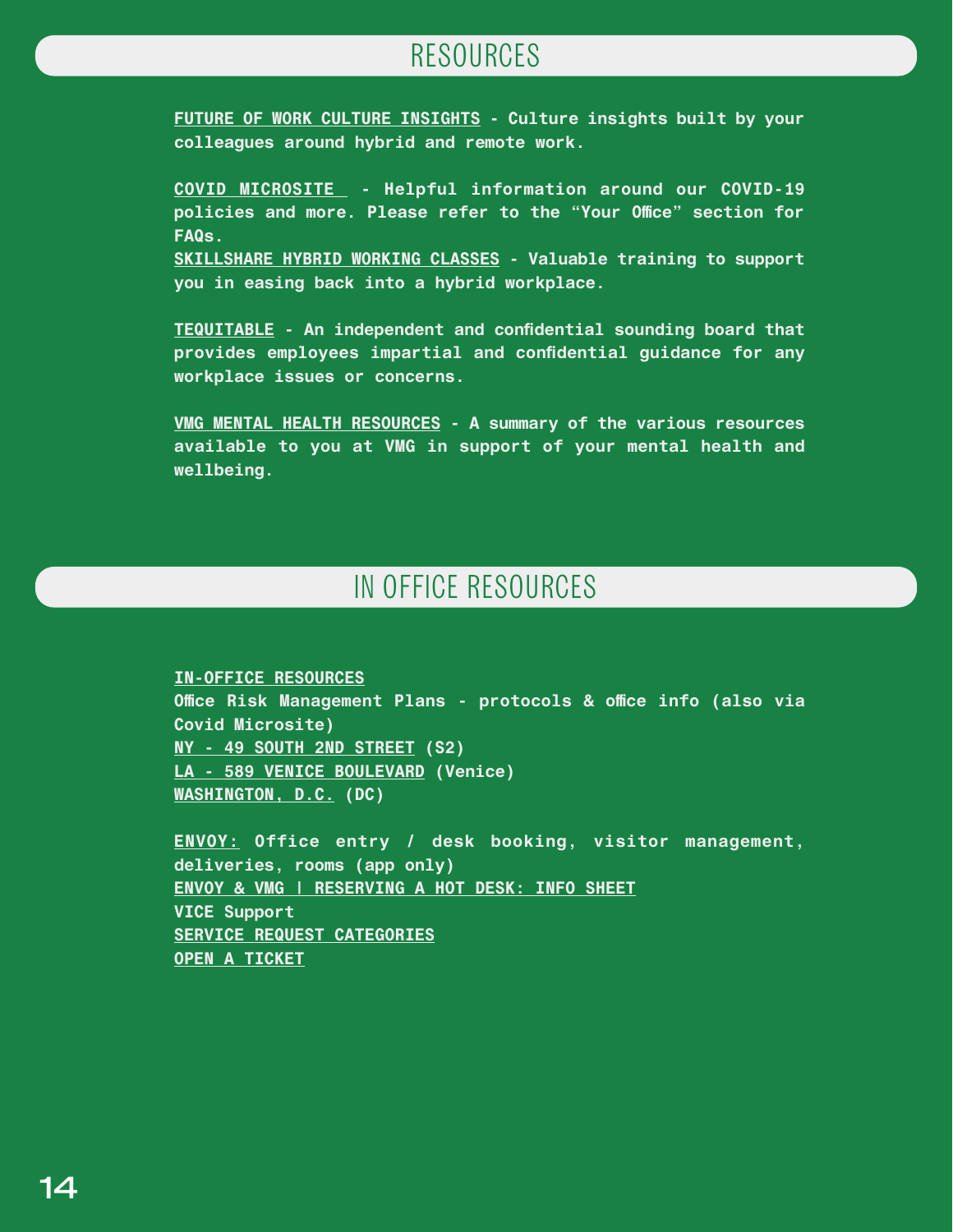## RESOURCES

**FUTURE OF WORK CULTURE INSIGHTS - Culture insights built by your colleagues around hybrid and remote work.**

**COVID MICROSITE - Helpful information around our COVID-19 policies and more. Please refer to the "Your Office" section for FAQs.**

**SKILLSHARE HYBRID WORKING CLASSES - Valuable training to support you in easing back into a hybrid workplace.**

**TEQUITABLE - An independent and confidential sounding board that provides employees impartial and confidential guidance for any workplace issues or concerns.**

**VMG MENTAL HEALTH RESOURCES - A summary of the various resources available to you at VMG in support of your mental health and wellbeing.**

## IN OFFICE RESOURCES

**IN-OFFICE RESOURCES**
**Office Risk Management Plans - protocols & office info (also via Covid Microsite)**
**NY - 49 SOUTH 2ND STREET (S2)**
**LA - 589 VENICE BOULEVARD (Venice)**
**WASHINGTON, D.C. (DC)**

**ENVOY: Office entry / desk booking, visitor management, deliveries, rooms (app only)**
**ENVOY & VMG | RESERVING A HOT DESK: INFO SHEET**
**VICE Support**
**SERVICE REQUEST CATEGORIES**
**OPEN A TICKET**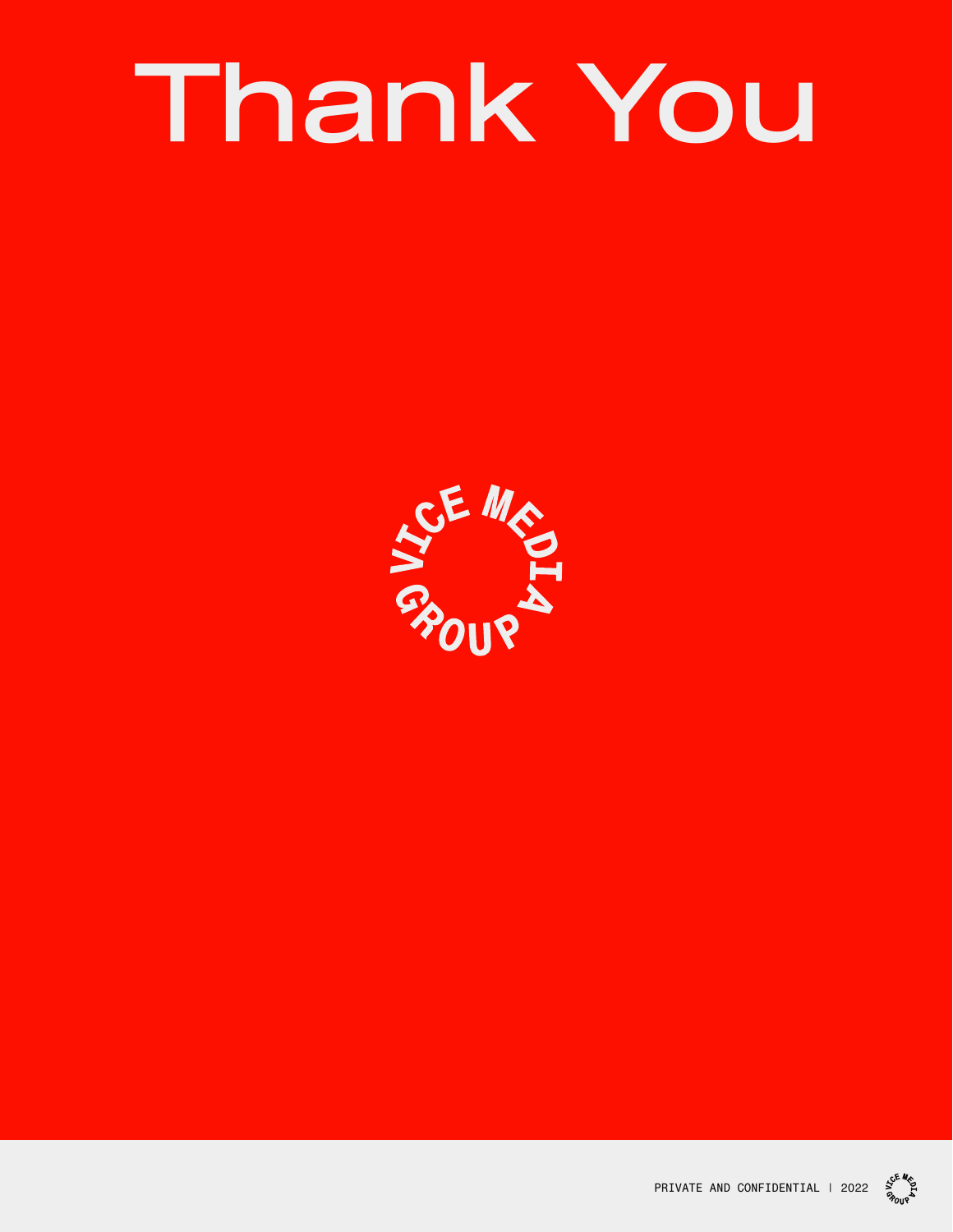# Thank You

VICE MEDIA GROUP

PRIVATE AND CONFIDENTIAL | 2022